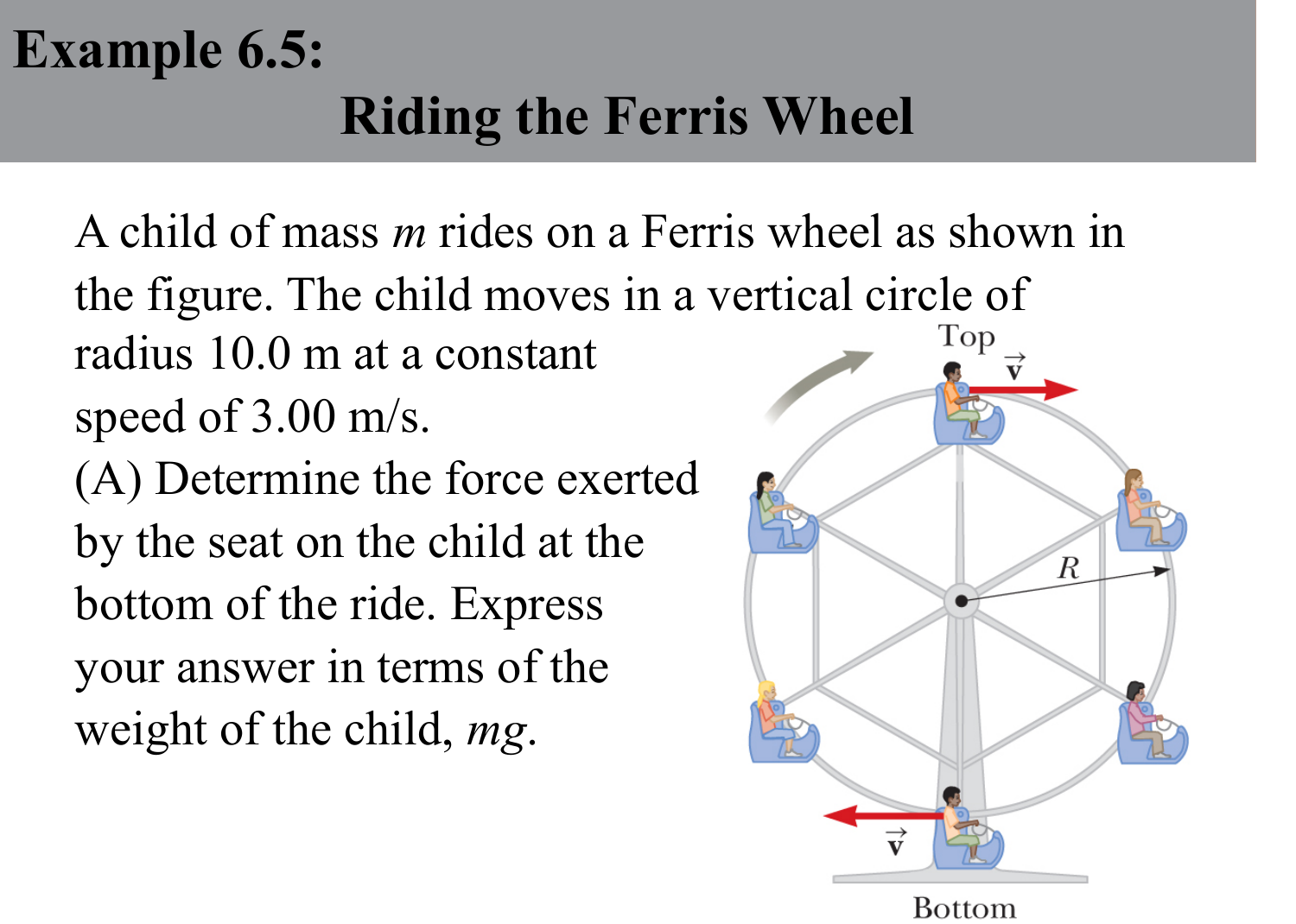# Example 6.5:

## Riding the Ferris Wheel

A child of mass $m$ rides on a Ferris wheel as shown in the figure. The child moves in a vertical circle of radius 10.0 m at a constant speed of 3.00 m/s.

(A) Determine the force exerted by the seat on the child at the bottom of the ride. Express your answer in terms of the weight of the child, $mg$.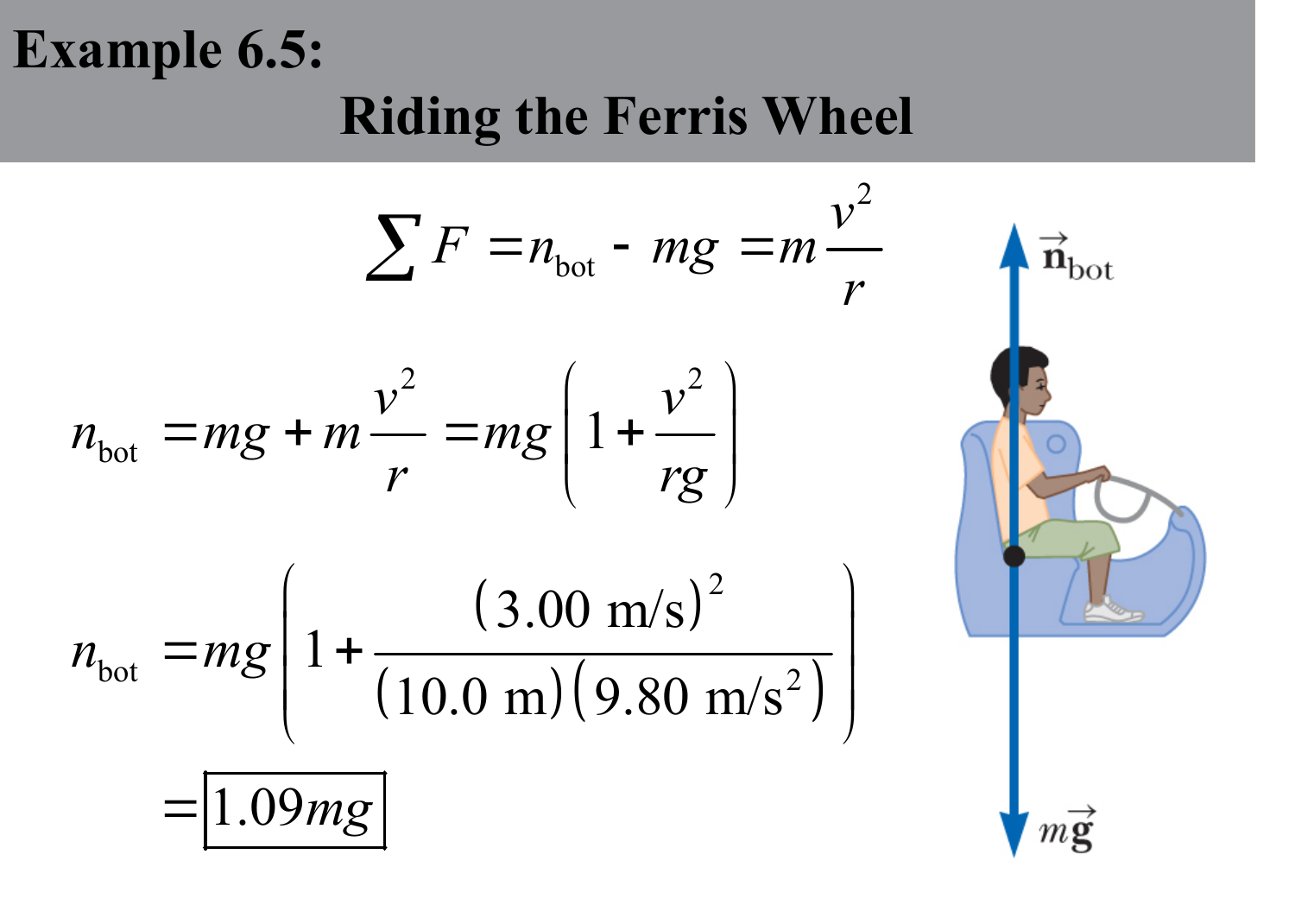# Example 6.5:

## Riding the Ferris Wheel

$$\sum F = n_{\text{bot}} - mg = m\frac{v^2}{r}$$

$$n_{\text{bot}} = mg + m\frac{v^2}{r} = mg\left(1 + \frac{v^2}{rg}\right)$$

$$n_{\text{bot}} = mg\left(1 + \frac{(3.00\ \text{m/s})^2}{(10.0\ \text{m})(9.80\ \text{m/s}^2)}\right)$$

$$= \boxed{1.09mg}$$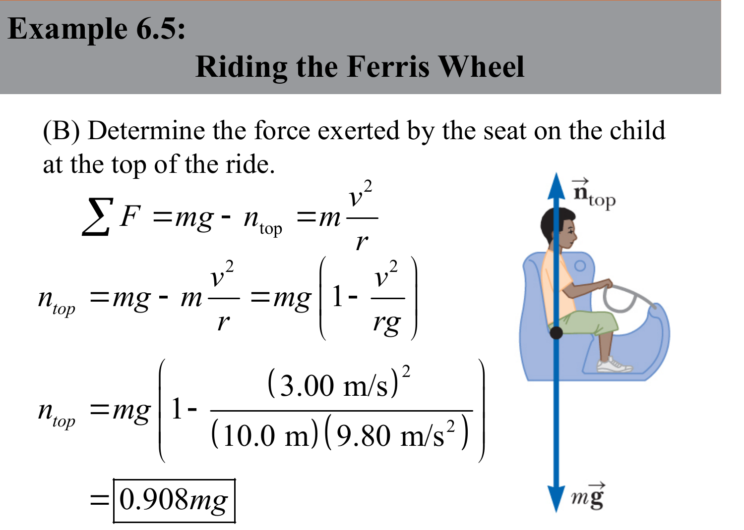# Example 6.5:

## Riding the Ferris Wheel

(B) Determine the force exerted by the seat on the child at the top of the ride.

$$\sum F = mg - n_{\text{top}} = m\frac{v^2}{r}$$

$$n_{top} = mg - m\frac{v^2}{r} = mg\left(1 - \frac{v^2}{rg}\right)$$

$$n_{top} = mg\left(1 - \frac{(3.00 \text{ m/s})^2}{(10.0 \text{ m})(9.80 \text{ m/s}^2)}\right)$$

$$= \boxed{0.908mg}$$

$\vec{\mathbf{n}}_{\text{top}}$

$m\vec{\mathbf{g}}$